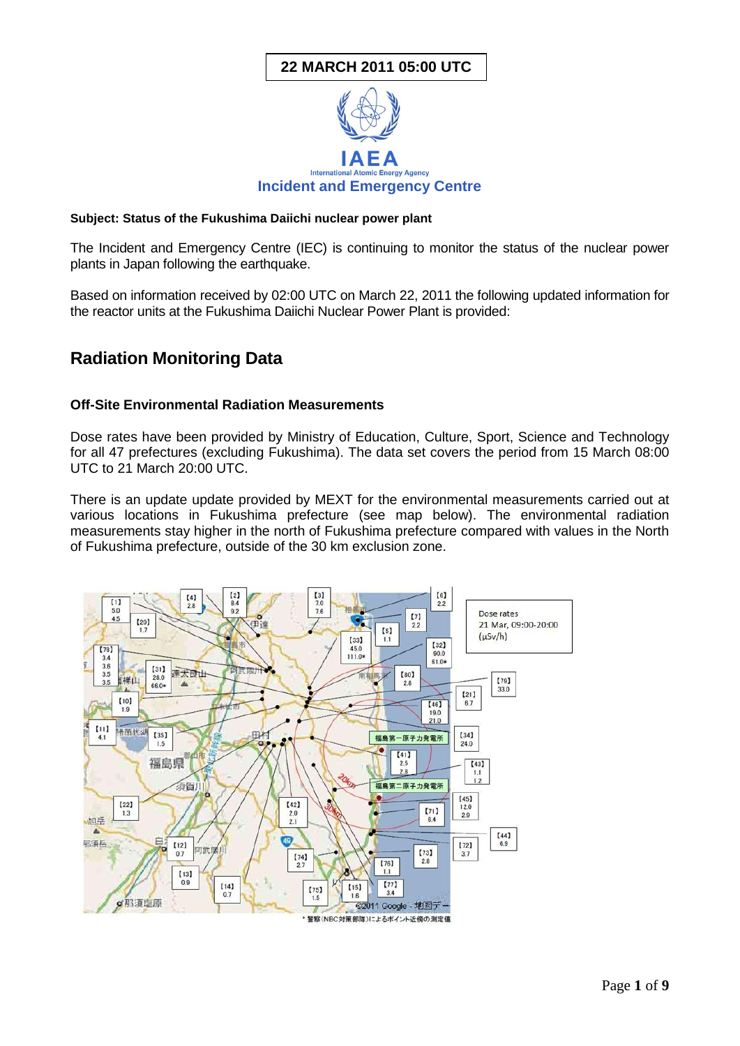22 MARCH 2011 05:00 UTC

IAEA

International Atomic Energy Agency

Incident and Emergency Centre

**Subject: Status of the Fukushima Daiichi nuclear power plant**

The Incident and Emergency Centre (IEC) is continuing to monitor the status of the nuclear power plants in Japan following the earthquake.

Based on information received by 02:00 UTC on March 22, 2011 the following updated information for the reactor units at the Fukushima Daiichi Nuclear Power Plant is provided:

## Radiation Monitoring Data

### Off-Site Environmental Radiation Measurements

Dose rates have been provided by Ministry of Education, Culture, Sport, Science and Technology for all 47 prefectures (excluding Fukushima). The data set covers the period from 15 March 08:00 UTC to 21 March 20:00 UTC.

There is an update update provided by MEXT for the environmental measurements carried out at various locations in Fukushima prefecture (see map below). The environmental radiation measurements stay higher in the north of Fukushima prefecture compared with values in the North of Fukushima prefecture, outside of the 30 km exclusion zone.

Dose rates
21 Mar, 09:00-20:00
(µSv/h)

* 警察(NBC対策部隊)によるポイント近傍の測定値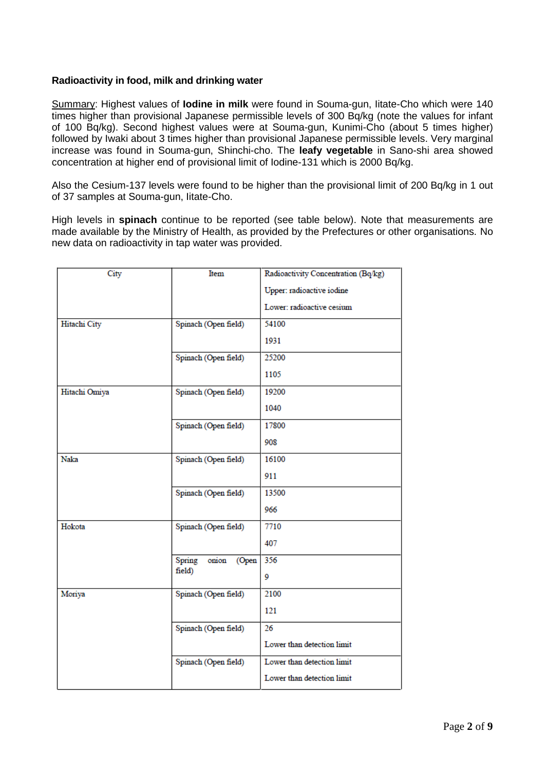**Radioactivity in food, milk and drinking water**

Summary: Highest values of **Iodine in milk** were found in Souma-gun, Iitate-Cho which were 140 times higher than provisional Japanese permissible levels of 300 Bq/kg (note the values for infant of 100 Bq/kg). Second highest values were at Souma-gun, Kunimi-Cho (about 5 times higher) followed by Iwaki about 3 times higher than provisional Japanese permissible levels. Very marginal increase was found in Souma-gun, Shinchi-cho. The **leafy vegetable** in Sano-shi area showed concentration at higher end of provisional limit of Iodine-131 which is 2000 Bq/kg.

Also the Cesium-137 levels were found to be higher than the provisional limit of 200 Bq/kg in 1 out of 37 samples at Souma-gun, Iitate-Cho.

High levels in **spinach** continue to be reported (see table below). Note that measurements are made available by the Ministry of Health, as provided by the Prefectures or other organisations. No new data on radioactivity in tap water was provided.

| City | Item | Radioactivity Concentration (Bq/kg)<br>Upper: radioactive iodine<br>Lower: radioactive cesium |
|---|---|---|
| Hitachi City | Spinach (Open field) | 54100<br>1931 |
| | Spinach (Open field) | 25200<br>1105 |
| Hitachi Omiya | Spinach (Open field) | 19200<br>1040 |
| | Spinach (Open field) | 17800<br>908 |
| Naka | Spinach (Open field) | 16100<br>911 |
| | Spinach (Open field) | 13500<br>966 |
| Hokota | Spinach (Open field) | 7710<br>407 |
| | Spring onion (Open field) | 356<br>9 |
| Moriya | Spinach (Open field) | 2100<br>121 |
| | Spinach (Open field) | 26<br>Lower than detection limit |
| | Spinach (Open field) | Lower than detection limit<br>Lower than detection limit |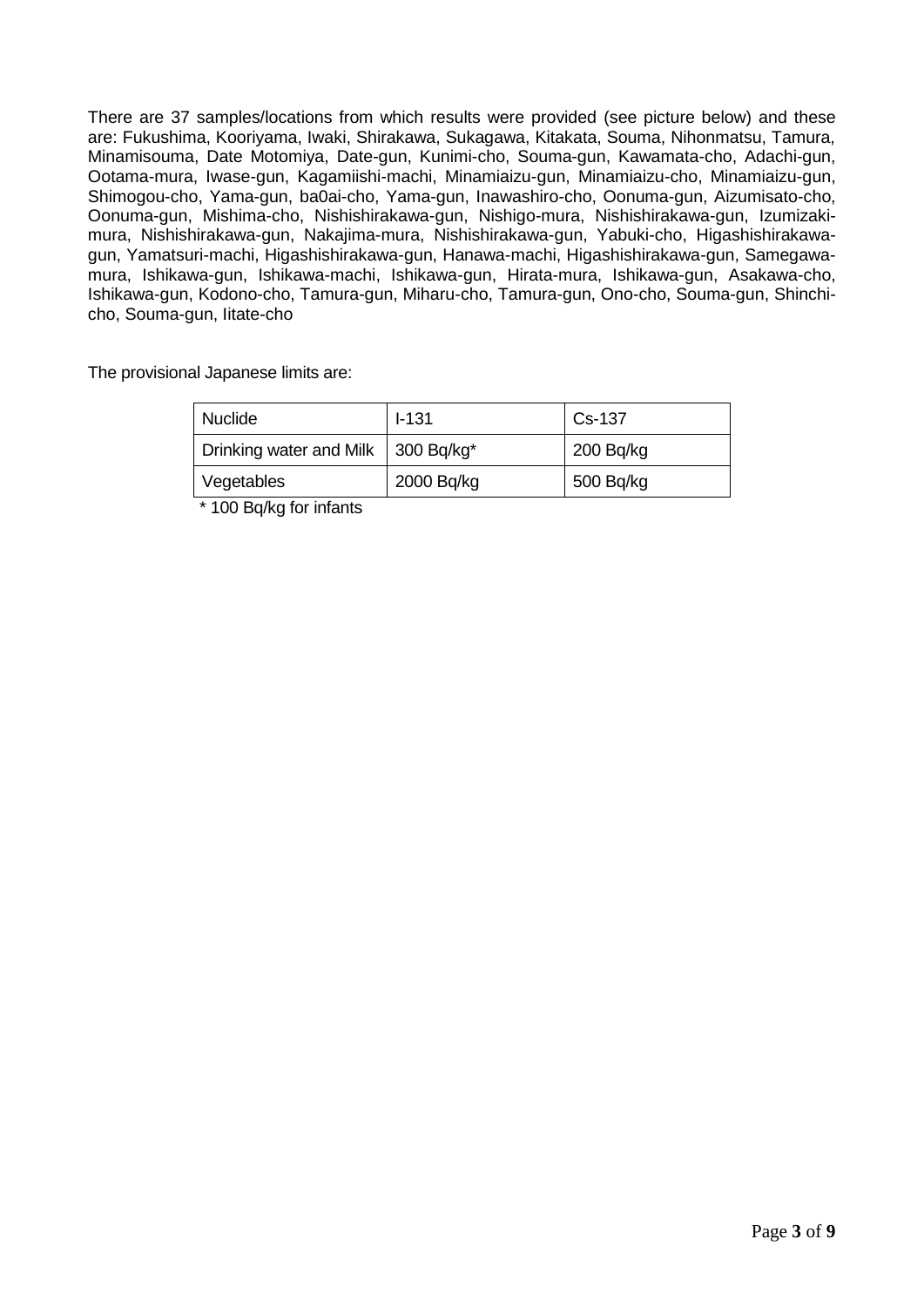There are 37 samples/locations from which results were provided (see picture below) and these are: Fukushima, Kooriyama, Iwaki, Shirakawa, Sukagawa, Kitakata, Souma, Nihonmatsu, Tamura, Minamisouma, Date Motomiya, Date-gun, Kunimi-cho, Souma-gun, Kawamata-cho, Adachi-gun, Ootama-mura, Iwase-gun, Kagamiishi-machi, Minamiaizu-gun, Minamiaizu-cho, Minamiaizu-gun, Shimogou-cho, Yama-gun, ba0ai-cho, Yama-gun, Inawashiro-cho, Oonuma-gun, Aizumisato-cho, Oonuma-gun, Mishima-cho, Nishishirakawa-gun, Nishigo-mura, Nishishirakawa-gun, Izumizaki-mura, Nishishirakawa-gun, Nakajima-mura, Nishishirakawa-gun, Yabuki-cho, Higashishirakawa-gun, Yamatsuri-machi, Higashishirakawa-gun, Hanawa-machi, Higashishirakawa-gun, Samegawa-mura, Ishikawa-gun, Ishikawa-machi, Ishikawa-gun, Hirata-mura, Ishikawa-gun, Asakawa-cho, Ishikawa-gun, Kodono-cho, Tamura-gun, Miharu-cho, Tamura-gun, Ono-cho, Souma-gun, Shinchi-cho, Souma-gun, Iitate-cho

The provisional Japanese limits are:

| Nuclide | I-131 | Cs-137 |
|---|---|---|
| Drinking water and Milk | 300 Bq/kg* | 200 Bq/kg |
| Vegetables | 2000 Bq/kg | 500 Bq/kg |

\* 100 Bq/kg for infants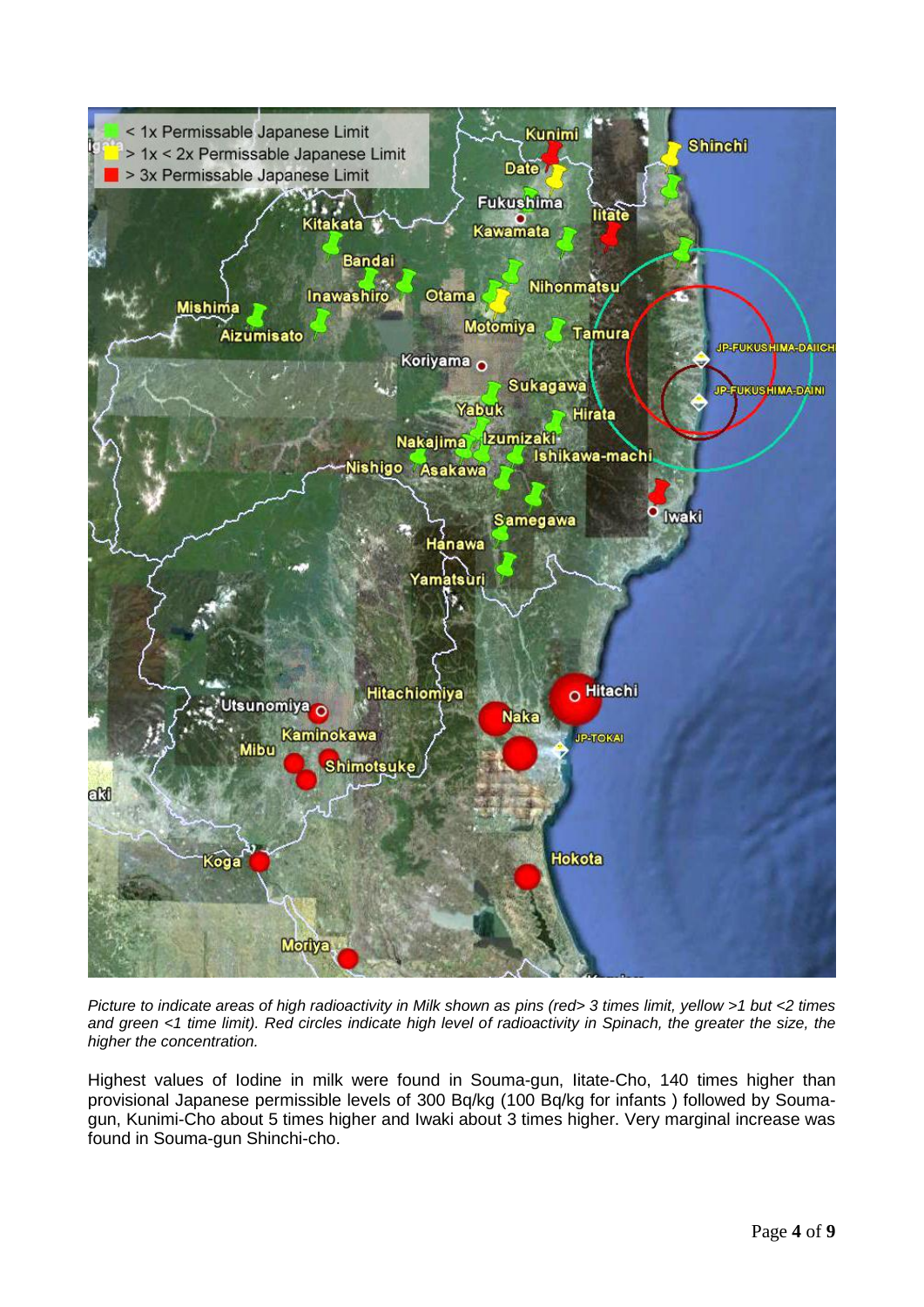*Picture to indicate areas of high radioactivity in Milk shown as pins (red> 3 times limit, yellow >1 but <2 times and green <1 time limit). Red circles indicate high level of radioactivity in Spinach, the greater the size, the higher the concentration.*

Highest values of Iodine in milk were found in Souma-gun, Iitate-Cho, 140 times higher than provisional Japanese permissible levels of 300 Bq/kg (100 Bq/kg for infants ) followed by Souma-gun, Kunimi-Cho about 5 times higher and Iwaki about 3 times higher. Very marginal increase was found in Souma-gun Shinchi-cho.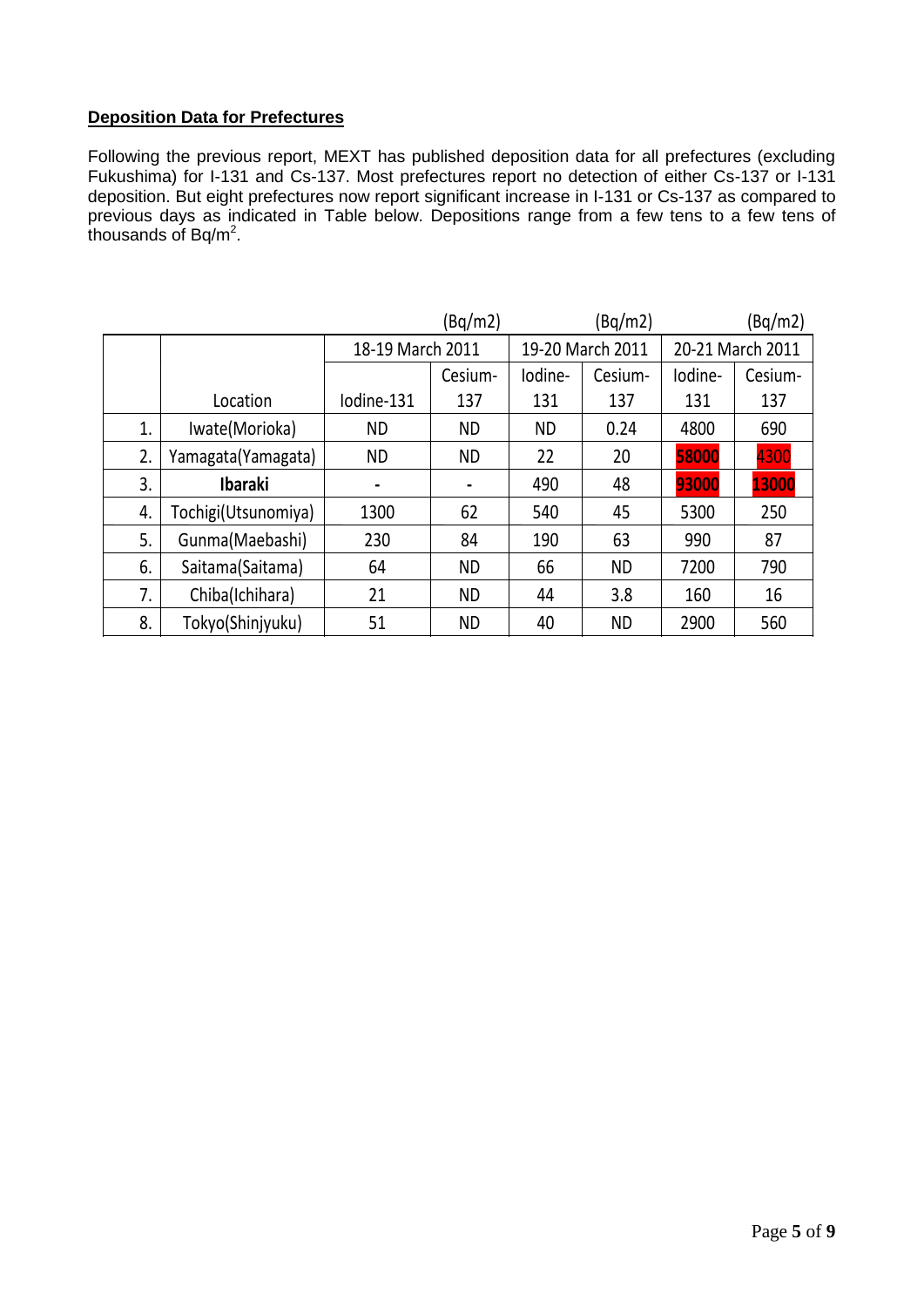## Deposition Data for Prefectures

Following the previous report, MEXT has published deposition data for all prefectures (excluding Fukushima) for I-131 and Cs-137. Most prefectures report no detection of either Cs-137 or I-131 deposition. But eight prefectures now report significant increase in I-131 or Cs-137 as compared to previous days as indicated in Table below. Depositions range from a few tens to a few tens of thousands of Bq/m$^2$.

| | | 18-19 March 2011 (Bq/m2) | | 19-20 March 2011 (Bq/m2) | | 20-21 March 2011 (Bq/m2) | |
|---|---|---|---|---|---|---|---|
| | Location | Iodine-131 | Cesium-137 | Iodine-131 | Cesium-137 | Iodine-131 | Cesium-137 |
| 1. | Iwate(Morioka) | ND | ND | ND | 0.24 | 4800 | 690 |
| 2. | Yamagata(Yamagata) | ND | ND | 22 | 20 | **58000** | **4300** |
| 3. | **Ibaraki** | - | - | 490 | 48 | **93000** | **13000** |
| 4. | Tochigi(Utsunomiya) | 1300 | 62 | 540 | 45 | 5300 | 250 |
| 5. | Gunma(Maebashi) | 230 | 84 | 190 | 63 | 990 | 87 |
| 6. | Saitama(Saitama) | 64 | ND | 66 | ND | 7200 | 790 |
| 7. | Chiba(Ichihara) | 21 | ND | 44 | 3.8 | 160 | 16 |
| 8. | Tokyo(Shinjyuku) | 51 | ND | 40 | ND | 2900 | 560 |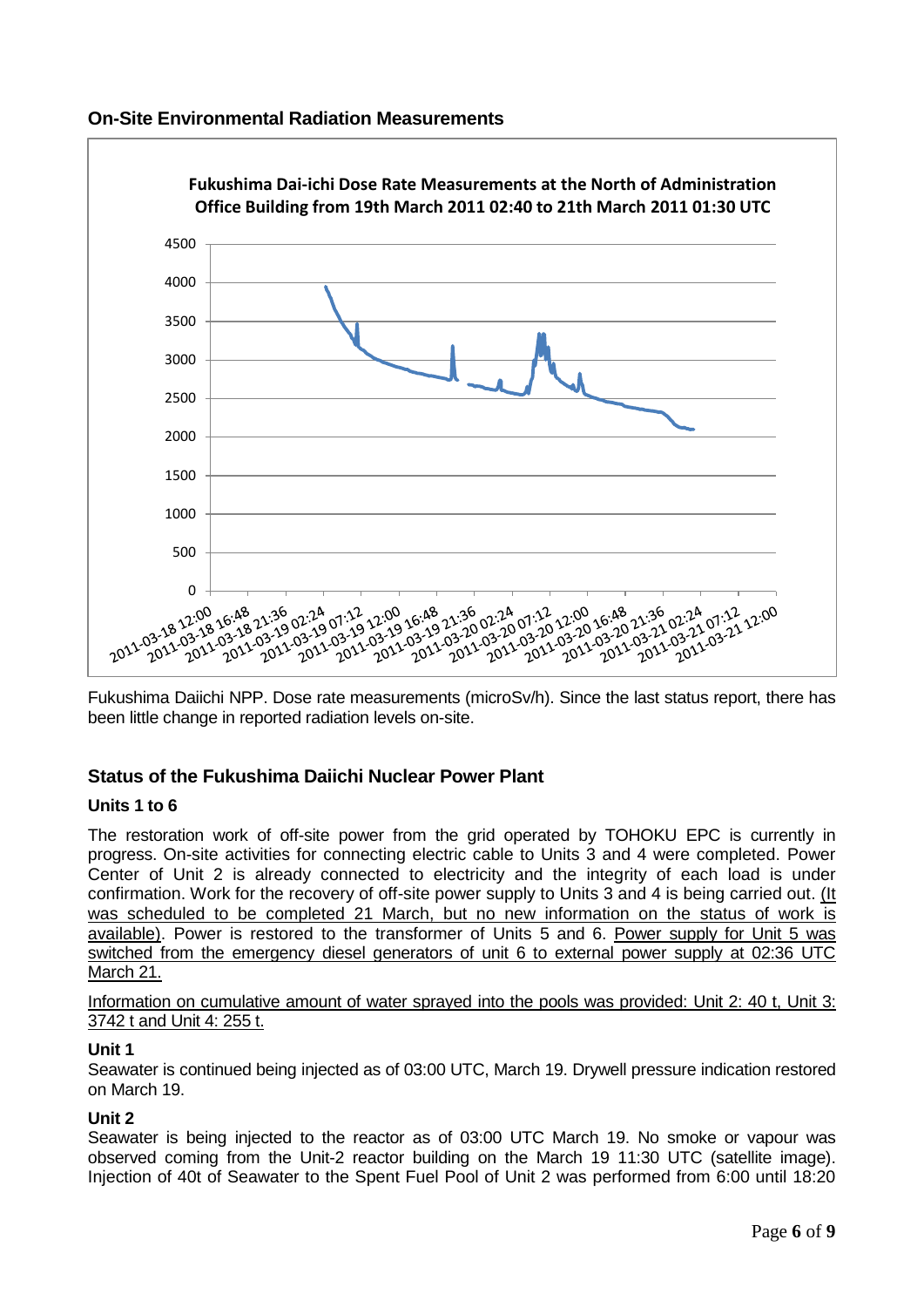## On-Site Environmental Radiation Measurements

Fukushima Dai-ichi Dose Rate Measurements at the North of Administration Office Building from 19th March 2011 02:40 to 21th March 2011 01:30 UTC

Fukushima Daiichi NPP. Dose rate measurements (microSv/h). Since the last status report, there has been little change in reported radiation levels on-site.

## Status of the Fukushima Daiichi Nuclear Power Plant

### Units 1 to 6

The restoration work of off-site power from the grid operated by TOHOKU EPC is currently in progress. On-site activities for connecting electric cable to Units 3 and 4 were completed. Power Center of Unit 2 is already connected to electricity and the integrity of each load is under confirmation. Work for the recovery of off-site power supply to Units 3 and 4 is being carried out. (It was scheduled to be completed 21 March, but no new information on the status of work is available). Power is restored to the transformer of Units 5 and 6. Power supply for Unit 5 was switched from the emergency diesel generators of unit 6 to external power supply at 02:36 UTC March 21.

Information on cumulative amount of water sprayed into the pools was provided: Unit 2: 40 t, Unit 3: 3742 t and Unit 4: 255 t.

### Unit 1

Seawater is continued being injected as of 03:00 UTC, March 19. Drywell pressure indication restored on March 19.

### Unit 2

Seawater is being injected to the reactor as of 03:00 UTC March 19. No smoke or vapour was observed coming from the Unit-2 reactor building on the March 19 11:30 UTC (satellite image). Injection of 40t of Seawater to the Spent Fuel Pool of Unit 2 was performed from 6:00 until 18:20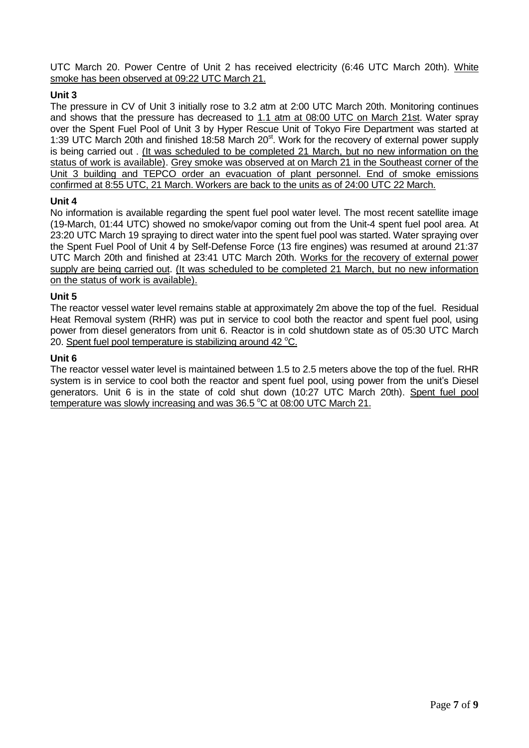UTC March 20. Power Centre of Unit 2 has received electricity (6:46 UTC March 20th). <u>White smoke has been observed at 09:22 UTC March 21.</u>

**Unit 3**

The pressure in CV of Unit 3 initially rose to 3.2 atm at 2:00 UTC March 20th. Monitoring continues and shows that the pressure has decreased to <u>1.1 atm at 08:00 UTC on March 21st</u>. Water spray over the Spent Fuel Pool of Unit 3 by Hyper Rescue Unit of Tokyo Fire Department was started at 1:39 UTC March 20th and finished 18:58 March 20$^{st}$. Work for the recovery of external power supply is being carried out . <u>(It was scheduled to be completed 21 March, but no new information on the status of work is available)</u>. <u>Grey smoke was observed at on March 21 in the Southeast corner of the Unit 3 building and TEPCO order an evacuation of plant personnel. End of smoke emissions confirmed at 8:55 UTC, 21 March. Workers are back to the units as of 24:00 UTC 22 March.</u>

**Unit 4**

No information is available regarding the spent fuel pool water level. The most recent satellite image (19-March, 01:44 UTC) showed no smoke/vapor coming out from the Unit-4 spent fuel pool area. At 23:20 UTC March 19 spraying to direct water into the spent fuel pool was started. Water spraying over the Spent Fuel Pool of Unit 4 by Self-Defense Force (13 fire engines) was resumed at around 21:37 UTC March 20th and finished at 23:41 UTC March 20th. <u>Works for the recovery of external power supply are being carried out</u>. <u>(It was scheduled to be completed 21 March, but no new information on the status of work is available).</u>

**Unit 5**

The reactor vessel water level remains stable at approximately 2m above the top of the fuel. Residual Heat Removal system (RHR) was put in service to cool both the reactor and spent fuel pool, using power from diesel generators from unit 6. Reactor is in cold shutdown state as of 05:30 UTC March 20. <u>Spent fuel pool temperature is stabilizing around 42 $^{o}$C.</u>

**Unit 6**

The reactor vessel water level is maintained between 1.5 to 2.5 meters above the top of the fuel. RHR system is in service to cool both the reactor and spent fuel pool, using power from the unit's Diesel generators. Unit 6 is in the state of cold shut down (10:27 UTC March 20th). <u>Spent fuel pool temperature was slowly increasing and was 36.5 $^{o}$C at 08:00 UTC March 21.</u>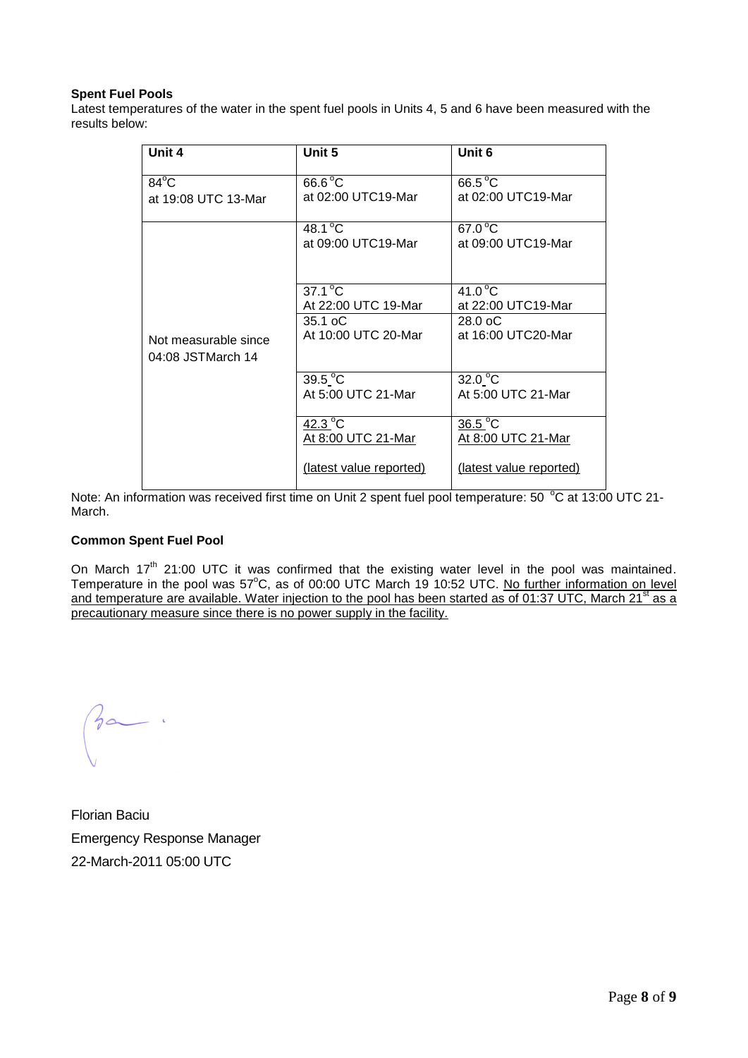**Spent Fuel Pools**

Latest temperatures of the water in the spent fuel pools in Units 4, 5 and 6 have been measured with the results below:

| Unit 4 | Unit 5 | Unit 6 |
|---|---|---|
| 84°C at 19:08 UTC 13-Mar | 66.6°C at 02:00 UTC19-Mar | 66.5°C at 02:00 UTC19-Mar |
| Not measurable since 04:08 JSTMarch 14 | 48.1°C at 09:00 UTC19-Mar | 67.0°C at 09:00 UTC19-Mar |
| | 37.1°C At 22:00 UTC 19-Mar | 41.0°C at 22:00 UTC19-Mar |
| | 35.1 oC At 10:00 UTC 20-Mar | 28.0 oC at 16:00 UTC20-Mar |
| | 39.5°C At 5:00 UTC 21-Mar | 32.0°C At 5:00 UTC 21-Mar |
| | 42.3°C At 8:00 UTC 21-Mar (latest value reported) | 36.5°C At 8:00 UTC 21-Mar (latest value reported) |

Note: An information was received first time on Unit 2 spent fuel pool temperature: 50 °C at 13:00 UTC 21-March.

**Common Spent Fuel Pool**

On March 17th 21:00 UTC it was confirmed that the existing water level in the pool was maintained. Temperature in the pool was 57°C, as of 00:00 UTC March 19 10:52 UTC. No further information on level and temperature are available. Water injection to the pool has been started as of 01:37 UTC, March 21st as a precautionary measure since there is no power supply in the facility.

Florian Baciu
Emergency Response Manager
22-March-2011 05:00 UTC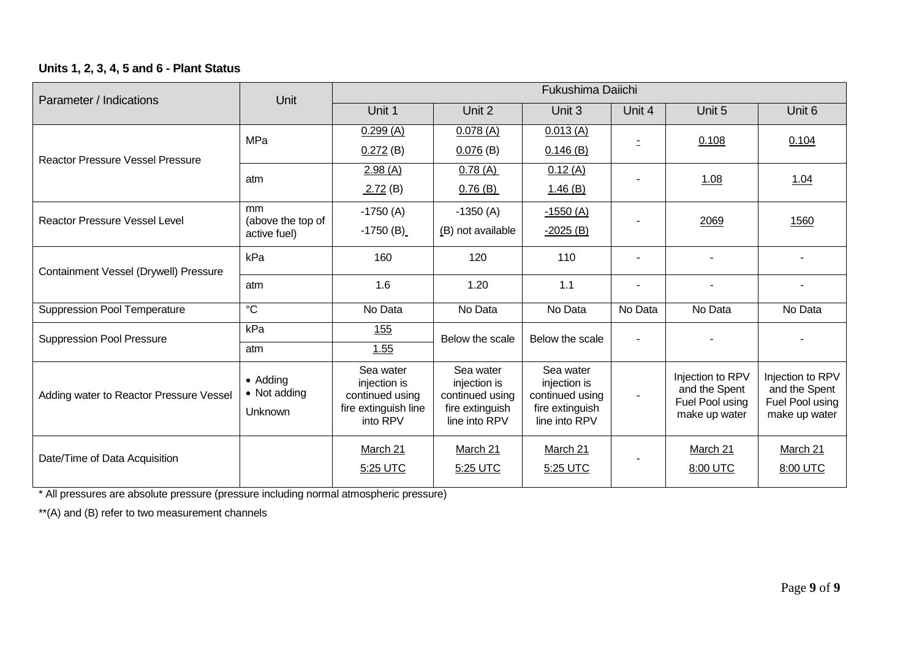**Units 1, 2, 3, 4, 5 and 6 - Plant Status**

| Parameter / Indications | Unit | Fukushima Daiichi | | | | | |
|---|---|---|---|---|---|---|---|
| | | Unit 1 | Unit 2 | Unit 3 | Unit 4 | Unit 5 | Unit 6 |
| Reactor Pressure Vessel Pressure | MPa | 0.299 (A)<br>0.272 (B) | 0.078 (A)<br>0.076 (B) | 0.013 (A)<br>0.146 (B) | - | 0.108 | 0.104 |
| | atm | 2.98 (A)<br>2.72 (B) | 0.78 (A)<br>0.76 (B) | 0.12 (A)<br>1.46 (B) | - | 1.08 | 1.04 |
| Reactor Pressure Vessel Level | mm (above the top of active fuel) | -1750 (A)<br>-1750 (B) | -1350 (A)<br>(B) not available | -1550 (A)<br>-2025 (B) | - | 2069 | 1560 |
| Containment Vessel (Drywell) Pressure | kPa | 160 | 120 | 110 | - | - | - |
| | atm | 1.6 | 1.20 | 1.1 | - | - | - |
| Suppression Pool Temperature | °C | No Data | No Data | No Data | No Data | No Data | No Data |
| Suppression Pool Pressure | kPa | 155 | Below the scale | Below the scale | - | - | - |
| | atm | 1.55 | | | | | |
| Adding water to Reactor Pressure Vessel | • Adding<br>• Not adding<br>Unknown | Sea water injection is continued using fire extinguish line into RPV | Sea water injection is continued using fire extinguish line into RPV | Sea water injection is continued using fire extinguish line into RPV | - | Injection to RPV and the Spent Fuel Pool using make up water | Injection to RPV and the Spent Fuel Pool using make up water |
| Date/Time of Data Acquisition | | March 21<br>5:25 UTC | March 21<br>5:25 UTC | March 21<br>5:25 UTC | - | March 21<br>8:00 UTC | March 21<br>8:00 UTC |

* All pressures are absolute pressure (pressure including normal atmospheric pressure)

**(A) and (B) refer to two measurement channels